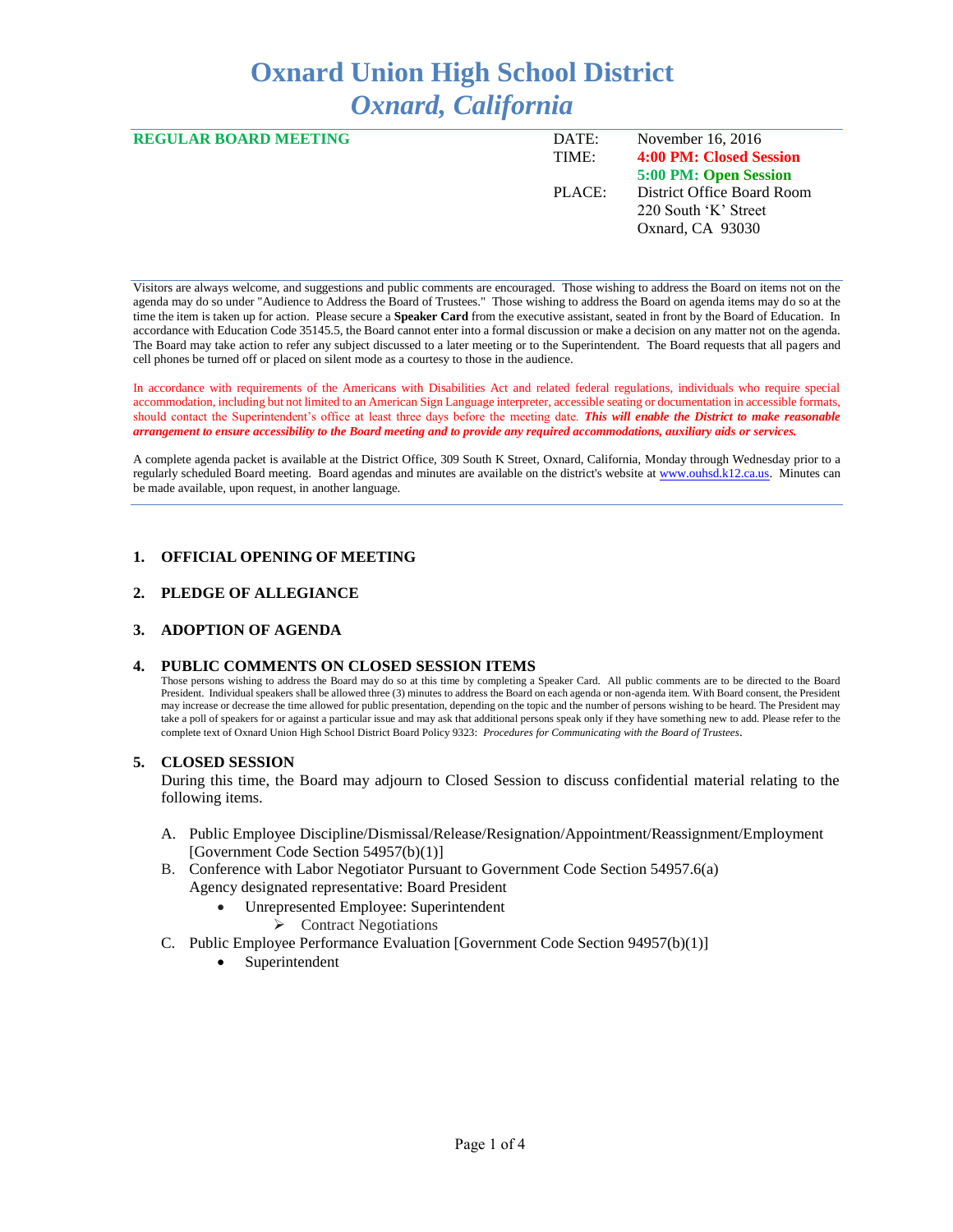# Oxnard Union High School District
## *Oxnard, California*

**REGULAR BOARD MEETING**

| | |
|---|---|
| DATE: | November 16, 2016 |
| TIME: | **4:00 PM: Closed Session** |
| | **5:00 PM: Open Session** |
| PLACE: | District Office Board Room |
| | 220 South 'K' Street |
| | Oxnard, CA 93030 |

Visitors are always welcome, and suggestions and public comments are encouraged. Those wishing to address the Board on items not on the agenda may do so under "Audience to Address the Board of Trustees." Those wishing to address the Board on agenda items may do so at the time the item is taken up for action. Please secure a **Speaker Card** from the executive assistant, seated in front by the Board of Education. In accordance with Education Code 35145.5, the Board cannot enter into a formal discussion or make a decision on any matter not on the agenda. The Board may take action to refer any subject discussed to a later meeting or to the Superintendent. The Board requests that all pagers and cell phones be turned off or placed on silent mode as a courtesy to those in the audience.

In accordance with requirements of the Americans with Disabilities Act and related federal regulations, individuals who require special accommodation, including but not limited to an American Sign Language interpreter, accessible seating or documentation in accessible formats, should contact the Superintendent's office at least three days before the meeting date. ***This will enable the District to make reasonable arrangement to ensure accessibility to the Board meeting and to provide any required accommodations, auxiliary aids or services.***

A complete agenda packet is available at the District Office, 309 South K Street, Oxnard, California, Monday through Wednesday prior to a regularly scheduled Board meeting. Board agendas and minutes are available on the district's website at www.ouhsd.k12.ca.us. Minutes can be made available, upon request, in another language.

### 1. OFFICIAL OPENING OF MEETING

### 2. PLEDGE OF ALLEGIANCE

### 3. ADOPTION OF AGENDA

### 4. PUBLIC COMMENTS ON CLOSED SESSION ITEMS

Those persons wishing to address the Board may do so at this time by completing a Speaker Card. All public comments are to be directed to the Board President. Individual speakers shall be allowed three (3) minutes to address the Board on each agenda or non-agenda item. With Board consent, the President may increase or decrease the time allowed for public presentation, depending on the topic and the number of persons wishing to be heard. The President may take a poll of speakers for or against a particular issue and may ask that additional persons speak only if they have something new to add. Please refer to the complete text of Oxnard Union High School District Board Policy 9323: *Procedures for Communicating with the Board of Trustees*.

### 5. CLOSED SESSION

During this time, the Board may adjourn to Closed Session to discuss confidential material relating to the following items.

A. Public Employee Discipline/Dismissal/Release/Resignation/Appointment/Reassignment/Employment [Government Code Section 54957(b)(1)]

B. Conference with Labor Negotiator Pursuant to Government Code Section 54957.6(a)
   Agency designated representative: Board President
   - Unrepresented Employee: Superintendent
     - Contract Negotiations

C. Public Employee Performance Evaluation [Government Code Section 94957(b)(1)]
   - Superintendent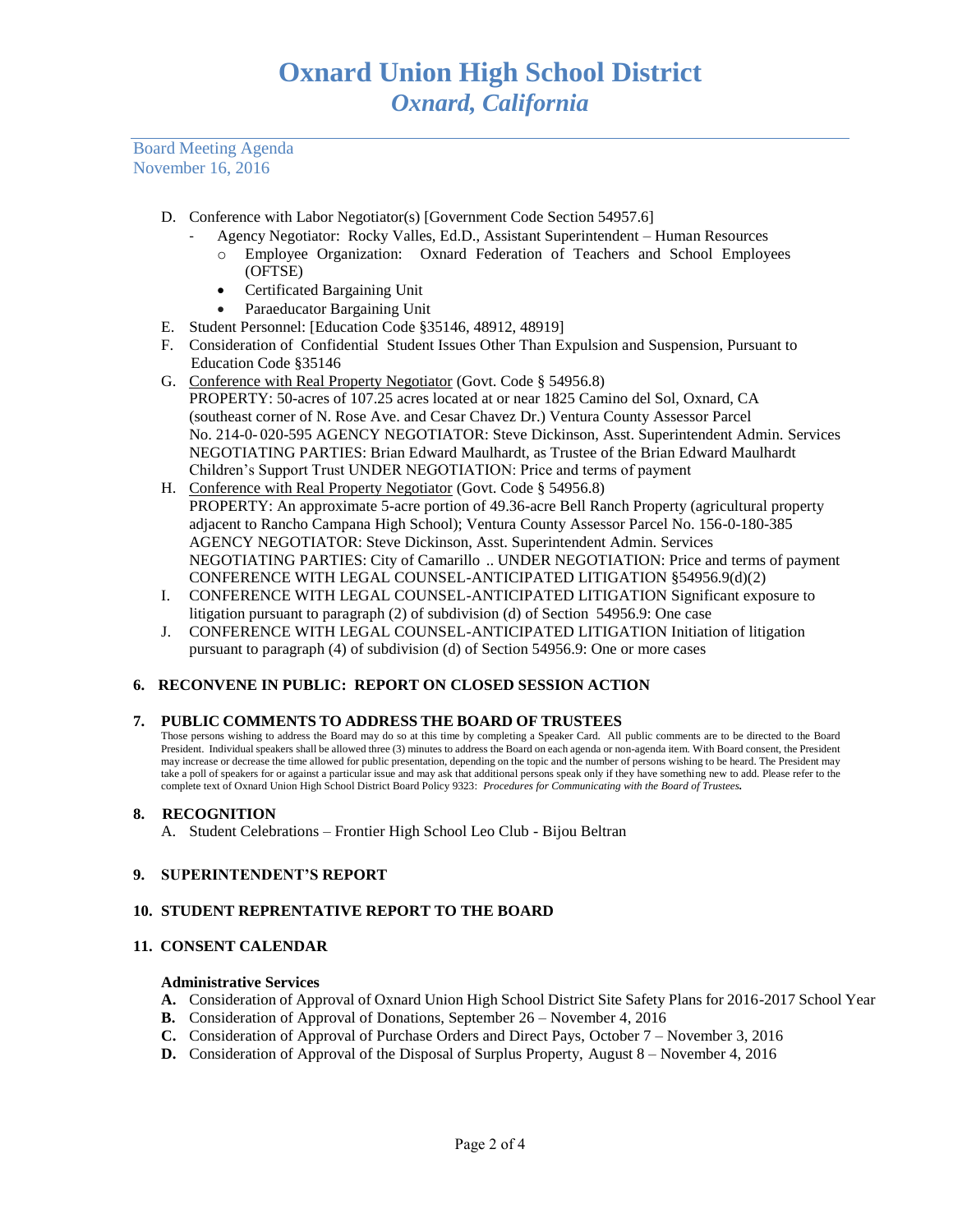D. Conference with Labor Negotiator(s) [Government Code Section 54957.6]
   - Agency Negotiator: Rocky Valles, Ed.D., Assistant Superintendent – Human Resources
      - Employee Organization: Oxnard Federation of Teachers and School Employees (OFTSE)
      - Certificated Bargaining Unit
      - Paraeducator Bargaining Unit

E. Student Personnel: [Education Code §35146, 48912, 48919]

F. Consideration of Confidential Student Issues Other Than Expulsion and Suspension, Pursuant to Education Code §35146

G. Conference with Real Property Negotiator (Govt. Code § 54956.8)
   PROPERTY: 50-acres of 107.25 acres located at or near 1825 Camino del Sol, Oxnard, CA (southeast corner of N. Rose Ave. and Cesar Chavez Dr.) Ventura County Assessor Parcel No. 214-0- 020-595 AGENCY NEGOTIATOR: Steve Dickinson, Asst. Superintendent Admin. Services NEGOTIATING PARTIES: Brian Edward Maulhardt, as Trustee of the Brian Edward Maulhardt Children's Support Trust UNDER NEGOTIATION: Price and terms of payment

H. Conference with Real Property Negotiator (Govt. Code § 54956.8)
   PROPERTY: An approximate 5-acre portion of 49.36-acre Bell Ranch Property (agricultural property adjacent to Rancho Campana High School); Ventura County Assessor Parcel No. 156-0-180-385 AGENCY NEGOTIATOR: Steve Dickinson, Asst. Superintendent Admin. Services NEGOTIATING PARTIES: City of Camarillo .. UNDER NEGOTIATION: Price and terms of payment CONFERENCE WITH LEGAL COUNSEL-ANTICIPATED LITIGATION §54956.9(d)(2)

I. CONFERENCE WITH LEGAL COUNSEL-ANTICIPATED LITIGATION Significant exposure to litigation pursuant to paragraph (2) of subdivision (d) of Section 54956.9: One case

J. CONFERENCE WITH LEGAL COUNSEL-ANTICIPATED LITIGATION Initiation of litigation pursuant to paragraph (4) of subdivision (d) of Section 54956.9: One or more cases

### 6. RECONVENE IN PUBLIC: REPORT ON CLOSED SESSION ACTION

### 7. PUBLIC COMMENTS TO ADDRESS THE BOARD OF TRUSTEES

Those persons wishing to address the Board may do so at this time by completing a Speaker Card. All public comments are to be directed to the Board President. Individual speakers shall be allowed three (3) minutes to address the Board on each agenda or non-agenda item. With Board consent, the President may increase or decrease the time allowed for public presentation, depending on the topic and the number of persons wishing to be heard. The President may take a poll of speakers for or against a particular issue and may ask that additional persons speak only if they have something new to add. Please refer to the complete text of Oxnard Union High School District Board Policy 9323: ***Procedures for Communicating with the Board of Trustees.***

### 8. RECOGNITION

A. Student Celebrations – Frontier High School Leo Club - Bijou Beltran

### 9. SUPERINTENDENT'S REPORT

### 10. STUDENT REPRENTATIVE REPORT TO THE BOARD

### 11. CONSENT CALENDAR

**Administrative Services**

**A.** Consideration of Approval of Oxnard Union High School District Site Safety Plans for 2016-2017 School Year

**B.** Consideration of Approval of Donations, September 26 – November 4, 2016

**C.** Consideration of Approval of Purchase Orders and Direct Pays, October 7 – November 3, 2016

**D.** Consideration of Approval of the Disposal of Surplus Property, August 8 – November 4, 2016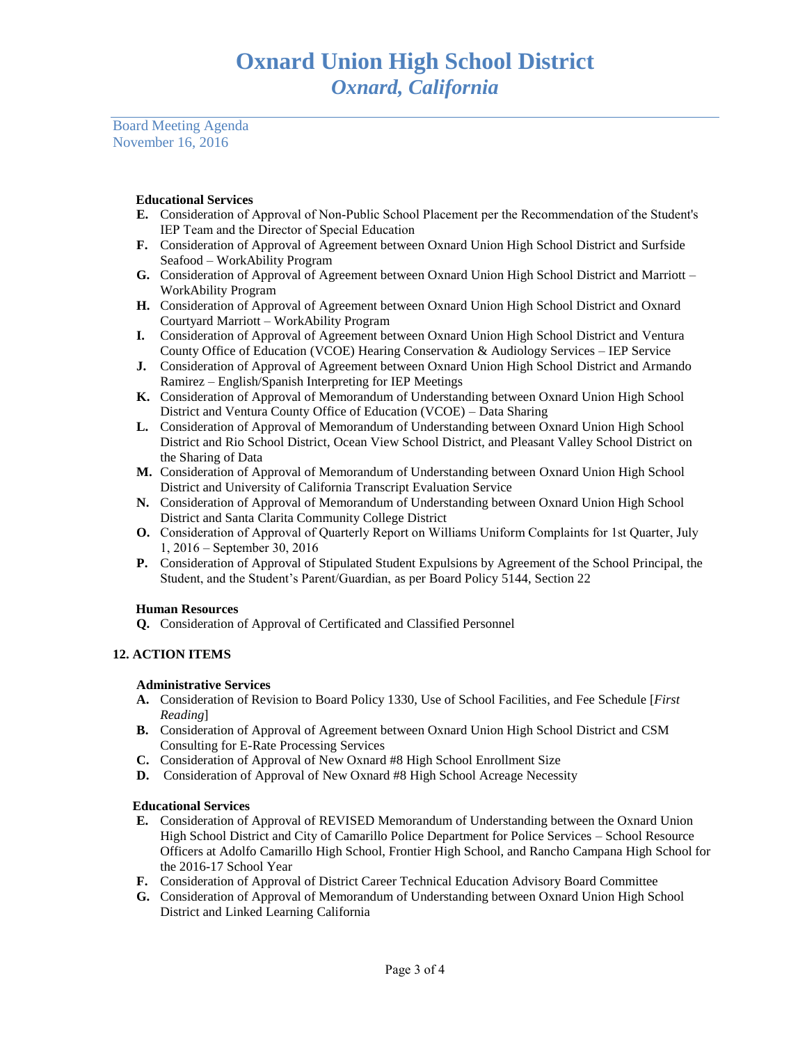**Educational Services**

**E.** Consideration of Approval of Non-Public School Placement per the Recommendation of the Student's IEP Team and the Director of Special Education

**F.** Consideration of Approval of Agreement between Oxnard Union High School District and Surfside Seafood – WorkAbility Program

**G.** Consideration of Approval of Agreement between Oxnard Union High School District and Marriott – WorkAbility Program

**H.** Consideration of Approval of Agreement between Oxnard Union High School District and Oxnard Courtyard Marriott – WorkAbility Program

**I.** Consideration of Approval of Agreement between Oxnard Union High School District and Ventura County Office of Education (VCOE) Hearing Conservation & Audiology Services – IEP Service

**J.** Consideration of Approval of Agreement between Oxnard Union High School District and Armando Ramirez – English/Spanish Interpreting for IEP Meetings

**K.** Consideration of Approval of Memorandum of Understanding between Oxnard Union High School District and Ventura County Office of Education (VCOE) – Data Sharing

**L.** Consideration of Approval of Memorandum of Understanding between Oxnard Union High School District and Rio School District, Ocean View School District, and Pleasant Valley School District on the Sharing of Data

**M.** Consideration of Approval of Memorandum of Understanding between Oxnard Union High School District and University of California Transcript Evaluation Service

**N.** Consideration of Approval of Memorandum of Understanding between Oxnard Union High School District and Santa Clarita Community College District

**O.** Consideration of Approval of Quarterly Report on Williams Uniform Complaints for 1st Quarter, July 1, 2016 – September 30, 2016

**P.** Consideration of Approval of Stipulated Student Expulsions by Agreement of the School Principal, the Student, and the Student's Parent/Guardian, as per Board Policy 5144, Section 22

**Human Resources**

**Q.** Consideration of Approval of Certificated and Classified Personnel

## 12. ACTION ITEMS

**Administrative Services**

**A.** Consideration of Revision to Board Policy 1330, Use of School Facilities, and Fee Schedule [*First Reading*]

**B.** Consideration of Approval of Agreement between Oxnard Union High School District and CSM Consulting for E-Rate Processing Services

**C.** Consideration of Approval of New Oxnard #8 High School Enrollment Size

**D.** Consideration of Approval of New Oxnard #8 High School Acreage Necessity

**Educational Services**

**E.** Consideration of Approval of REVISED Memorandum of Understanding between the Oxnard Union High School District and City of Camarillo Police Department for Police Services – School Resource Officers at Adolfo Camarillo High School, Frontier High School, and Rancho Campana High School for the 2016-17 School Year

**F.** Consideration of Approval of District Career Technical Education Advisory Board Committee

**G.** Consideration of Approval of Memorandum of Understanding between Oxnard Union High School District and Linked Learning California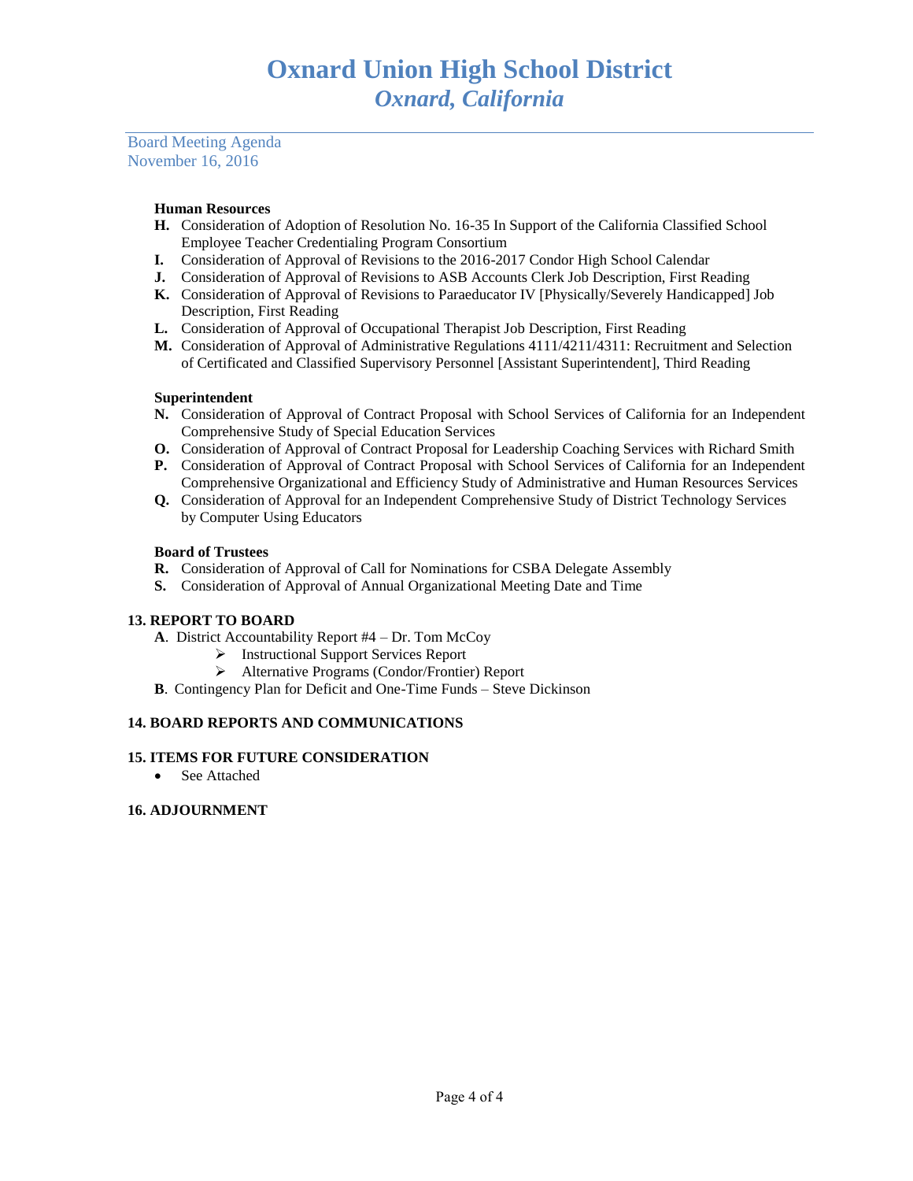**Human Resources**

**H.** Consideration of Adoption of Resolution No. 16-35 In Support of the California Classified School Employee Teacher Credentialing Program Consortium

**I.** Consideration of Approval of Revisions to the 2016-2017 Condor High School Calendar

**J.** Consideration of Approval of Revisions to ASB Accounts Clerk Job Description, First Reading

**K.** Consideration of Approval of Revisions to Paraeducator IV [Physically/Severely Handicapped] Job Description, First Reading

**L.** Consideration of Approval of Occupational Therapist Job Description, First Reading

**M.** Consideration of Approval of Administrative Regulations 4111/4211/4311: Recruitment and Selection of Certificated and Classified Supervisory Personnel [Assistant Superintendent], Third Reading

**Superintendent**

**N.** Consideration of Approval of Contract Proposal with School Services of California for an Independent Comprehensive Study of Special Education Services

**O.** Consideration of Approval of Contract Proposal for Leadership Coaching Services with Richard Smith

**P.** Consideration of Approval of Contract Proposal with School Services of California for an Independent Comprehensive Organizational and Efficiency Study of Administrative and Human Resources Services

**Q.** Consideration of Approval for an Independent Comprehensive Study of District Technology Services by Computer Using Educators

**Board of Trustees**

**R.** Consideration of Approval of Call for Nominations for CSBA Delegate Assembly

**S.** Consideration of Approval of Annual Organizational Meeting Date and Time

## 13. REPORT TO BOARD

**A**. District Accountability Report #4 – Dr. Tom McCoy

- Instructional Support Services Report
- Alternative Programs (Condor/Frontier) Report

**B**. Contingency Plan for Deficit and One-Time Funds – Steve Dickinson

## 14. BOARD REPORTS AND COMMUNICATIONS

## 15. ITEMS FOR FUTURE CONSIDERATION

- See Attached

## 16. ADJOURNMENT